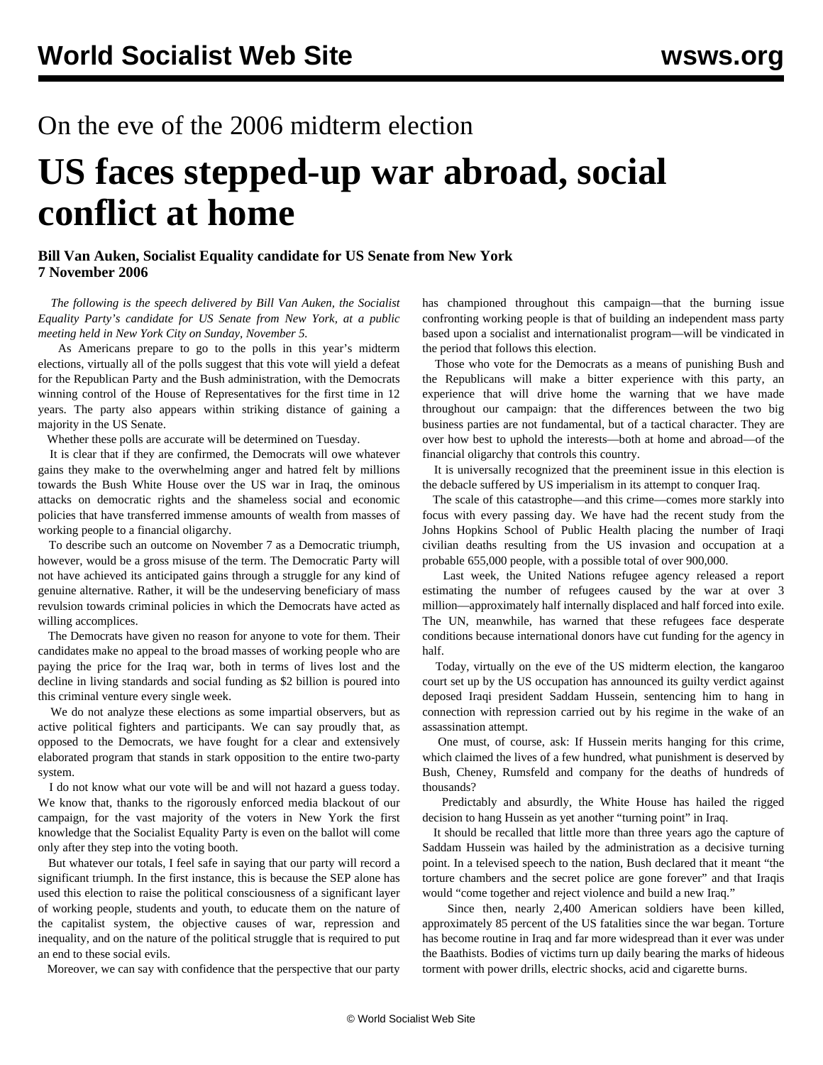On the eve of the 2006 midterm election

# US faces stepped-up war abroad, social conflict at home

**Bill Van Auken, Socialist Equality candidate for US Senate from New York**
**7 November 2006**

*The following is the speech delivered by Bill Van Auken, the Socialist Equality Party's candidate for US Senate from New York, at a public meeting held in New York City on Sunday, November 5.*

As Americans prepare to go to the polls in this year's midterm elections, virtually all of the polls suggest that this vote will yield a defeat for the Republican Party and the Bush administration, with the Democrats winning control of the House of Representatives for the first time in 12 years. The party also appears within striking distance of gaining a majority in the US Senate.

Whether these polls are accurate will be determined on Tuesday.

It is clear that if they are confirmed, the Democrats will owe whatever gains they make to the overwhelming anger and hatred felt by millions towards the Bush White House over the US war in Iraq, the ominous attacks on democratic rights and the shameless social and economic policies that have transferred immense amounts of wealth from masses of working people to a financial oligarchy.

To describe such an outcome on November 7 as a Democratic triumph, however, would be a gross misuse of the term. The Democratic Party will not have achieved its anticipated gains through a struggle for any kind of genuine alternative. Rather, it will be the undeserving beneficiary of mass revulsion towards criminal policies in which the Democrats have acted as willing accomplices.

The Democrats have given no reason for anyone to vote for them. Their candidates make no appeal to the broad masses of working people who are paying the price for the Iraq war, both in terms of lives lost and the decline in living standards and social funding as $2 billion is poured into this criminal venture every single week.

We do not analyze these elections as some impartial observers, but as active political fighters and participants. We can say proudly that, as opposed to the Democrats, we have fought for a clear and extensively elaborated program that stands in stark opposition to the entire two-party system.

I do not know what our vote will be and will not hazard a guess today. We know that, thanks to the rigorously enforced media blackout of our campaign, for the vast majority of the voters in New York the first knowledge that the Socialist Equality Party is even on the ballot will come only after they step into the voting booth.

But whatever our totals, I feel safe in saying that our party will record a significant triumph. In the first instance, this is because the SEP alone has used this election to raise the political consciousness of a significant layer of working people, students and youth, to educate them on the nature of the capitalist system, the objective causes of war, repression and inequality, and on the nature of the political struggle that is required to put an end to these social evils.

Moreover, we can say with confidence that the perspective that our party has championed throughout this campaign—that the burning issue confronting working people is that of building an independent mass party based upon a socialist and internationalist program—will be vindicated in the period that follows this election.

Those who vote for the Democrats as a means of punishing Bush and the Republicans will make a bitter experience with this party, an experience that will drive home the warning that we have made throughout our campaign: that the differences between the two big business parties are not fundamental, but of a tactical character. They are over how best to uphold the interests—both at home and abroad—of the financial oligarchy that controls this country.

It is universally recognized that the preeminent issue in this election is the debacle suffered by US imperialism in its attempt to conquer Iraq.

The scale of this catastrophe—and this crime—comes more starkly into focus with every passing day. We have had the recent study from the Johns Hopkins School of Public Health placing the number of Iraqi civilian deaths resulting from the US invasion and occupation at a probable 655,000 people, with a possible total of over 900,000.

Last week, the United Nations refugee agency released a report estimating the number of refugees caused by the war at over 3 million—approximately half internally displaced and half forced into exile. The UN, meanwhile, has warned that these refugees face desperate conditions because international donors have cut funding for the agency in half.

Today, virtually on the eve of the US midterm election, the kangaroo court set up by the US occupation has announced its guilty verdict against deposed Iraqi president Saddam Hussein, sentencing him to hang in connection with repression carried out by his regime in the wake of an assassination attempt.

One must, of course, ask: If Hussein merits hanging for this crime, which claimed the lives of a few hundred, what punishment is deserved by Bush, Cheney, Rumsfeld and company for the deaths of hundreds of thousands?

Predictably and absurdly, the White House has hailed the rigged decision to hang Hussein as yet another "turning point" in Iraq.

It should be recalled that little more than three years ago the capture of Saddam Hussein was hailed by the administration as a decisive turning point. In a televised speech to the nation, Bush declared that it meant "the torture chambers and the secret police are gone forever" and that Iraqis would "come together and reject violence and build a new Iraq."

Since then, nearly 2,400 American soldiers have been killed, approximately 85 percent of the US fatalities since the war began. Torture has become routine in Iraq and far more widespread than it ever was under the Baathists. Bodies of victims turn up daily bearing the marks of hideous torment with power drills, electric shocks, acid and cigarette burns.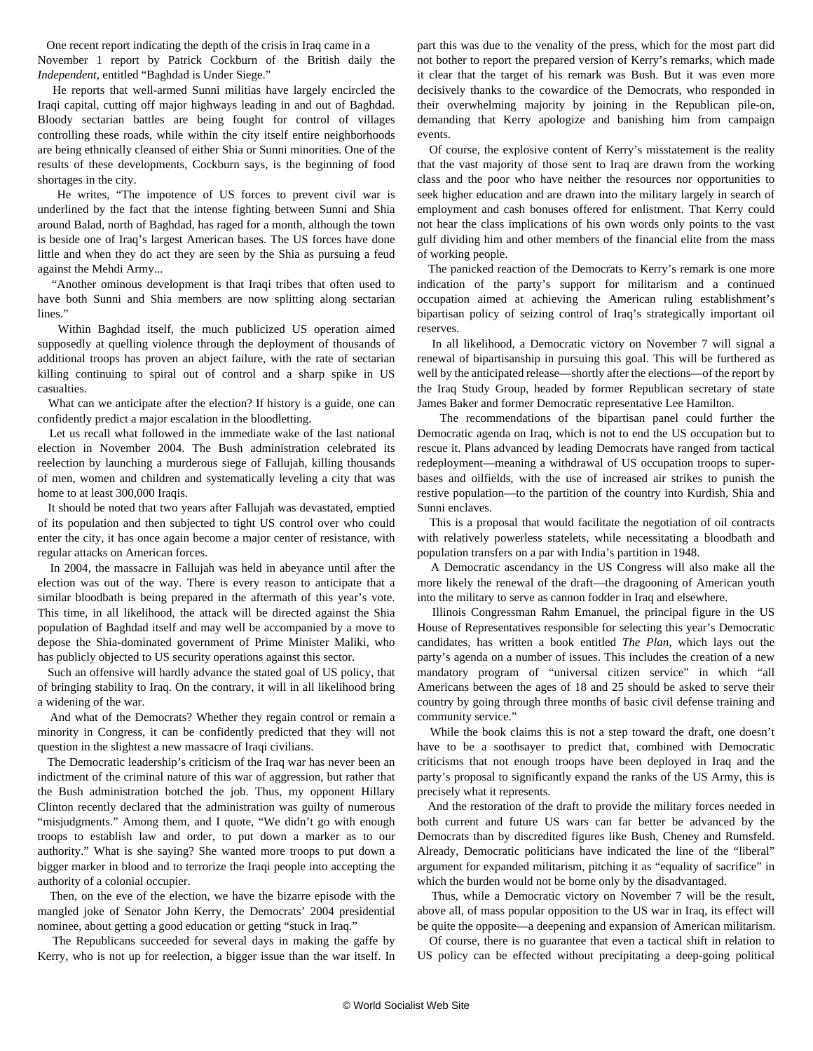One recent report indicating the depth of the crisis in Iraq came in a November 1 report by Patrick Cockburn of the British daily the *Independent*, entitled "Baghdad is Under Siege."

He reports that well-armed Sunni militias have largely encircled the Iraqi capital, cutting off major highways leading in and out of Baghdad. Bloody sectarian battles are being fought for control of villages controlling these roads, while within the city itself entire neighborhoods are being ethnically cleansed of either Shia or Sunni minorities. One of the results of these developments, Cockburn says, is the beginning of food shortages in the city.

He writes, "The impotence of US forces to prevent civil war is underlined by the fact that the intense fighting between Sunni and Shia around Balad, north of Baghdad, has raged for a month, although the town is beside one of Iraq's largest American bases. The US forces have done little and when they do act they are seen by the Shia as pursuing a feud against the Mehdi Army...

"Another ominous development is that Iraqi tribes that often used to have both Sunni and Shia members are now splitting along sectarian lines."

Within Baghdad itself, the much publicized US operation aimed supposedly at quelling violence through the deployment of thousands of additional troops has proven an abject failure, with the rate of sectarian killing continuing to spiral out of control and a sharp spike in US casualties.

What can we anticipate after the election? If history is a guide, one can confidently predict a major escalation in the bloodletting.

Let us recall what followed in the immediate wake of the last national election in November 2004. The Bush administration celebrated its reelection by launching a murderous siege of Fallujah, killing thousands of men, women and children and systematically leveling a city that was home to at least 300,000 Iraqis.

It should be noted that two years after Fallujah was devastated, emptied of its population and then subjected to tight US control over who could enter the city, it has once again become a major center of resistance, with regular attacks on American forces.

In 2004, the massacre in Fallujah was held in abeyance until after the election was out of the way. There is every reason to anticipate that a similar bloodbath is being prepared in the aftermath of this year's vote. This time, in all likelihood, the attack will be directed against the Shia population of Baghdad itself and may well be accompanied by a move to depose the Shia-dominated government of Prime Minister Maliki, who has publicly objected to US security operations against this sector.

Such an offensive will hardly advance the stated goal of US policy, that of bringing stability to Iraq. On the contrary, it will in all likelihood bring a widening of the war.

And what of the Democrats? Whether they regain control or remain a minority in Congress, it can be confidently predicted that they will not question in the slightest a new massacre of Iraqi civilians.

The Democratic leadership's criticism of the Iraq war has never been an indictment of the criminal nature of this war of aggression, but rather that the Bush administration botched the job. Thus, my opponent Hillary Clinton recently declared that the administration was guilty of numerous "misjudgments." Among them, and I quote, "We didn't go with enough troops to establish law and order, to put down a marker as to our authority." What is she saying? She wanted more troops to put down a bigger marker in blood and to terrorize the Iraqi people into accepting the authority of a colonial occupier.

Then, on the eve of the election, we have the bizarre episode with the mangled joke of Senator John Kerry, the Democrats' 2004 presidential nominee, about getting a good education or getting "stuck in Iraq."

The Republicans succeeded for several days in making the gaffe by Kerry, who is not up for reelection, a bigger issue than the war itself. In part this was due to the venality of the press, which for the most part did not bother to report the prepared version of Kerry's remarks, which made it clear that the target of his remark was Bush. But it was even more decisively thanks to the cowardice of the Democrats, who responded in their overwhelming majority by joining in the Republican pile-on, demanding that Kerry apologize and banishing him from campaign events.

Of course, the explosive content of Kerry's misstatement is the reality that the vast majority of those sent to Iraq are drawn from the working class and the poor who have neither the resources nor opportunities to seek higher education and are drawn into the military largely in search of employment and cash bonuses offered for enlistment. That Kerry could not hear the class implications of his own words only points to the vast gulf dividing him and other members of the financial elite from the mass of working people.

The panicked reaction of the Democrats to Kerry's remark is one more indication of the party's support for militarism and a continued occupation aimed at achieving the American ruling establishment's bipartisan policy of seizing control of Iraq's strategically important oil reserves.

In all likelihood, a Democratic victory on November 7 will signal a renewal of bipartisanship in pursuing this goal. This will be furthered as well by the anticipated release—shortly after the elections—of the report by the Iraq Study Group, headed by former Republican secretary of state James Baker and former Democratic representative Lee Hamilton.

The recommendations of the bipartisan panel could further the Democratic agenda on Iraq, which is not to end the US occupation but to rescue it. Plans advanced by leading Democrats have ranged from tactical redeployment—meaning a withdrawal of US occupation troops to super-bases and oilfields, with the use of increased air strikes to punish the restive population—to the partition of the country into Kurdish, Shia and Sunni enclaves.

This is a proposal that would facilitate the negotiation of oil contracts with relatively powerless statelets, while necessitating a bloodbath and population transfers on a par with India's partition in 1948.

A Democratic ascendancy in the US Congress will also make all the more likely the renewal of the draft—the dragooning of American youth into the military to serve as cannon fodder in Iraq and elsewhere.

Illinois Congressman Rahm Emanuel, the principal figure in the US House of Representatives responsible for selecting this year's Democratic candidates, has written a book entitled *The Plan*, which lays out the party's agenda on a number of issues. This includes the creation of a new mandatory program of "universal citizen service" in which "all Americans between the ages of 18 and 25 should be asked to serve their country by going through three months of basic civil defense training and community service."

While the book claims this is not a step toward the draft, one doesn't have to be a soothsayer to predict that, combined with Democratic criticisms that not enough troops have been deployed in Iraq and the party's proposal to significantly expand the ranks of the US Army, this is precisely what it represents.

And the restoration of the draft to provide the military forces needed in both current and future US wars can far better be advanced by the Democrats than by discredited figures like Bush, Cheney and Rumsfeld. Already, Democratic politicians have indicated the line of the "liberal" argument for expanded militarism, pitching it as "equality of sacrifice" in which the burden would not be borne only by the disadvantaged.

Thus, while a Democratic victory on November 7 will be the result, above all, of mass popular opposition to the US war in Iraq, its effect will be quite the opposite—a deepening and expansion of American militarism.

Of course, there is no guarantee that even a tactical shift in relation to US policy can be effected without precipitating a deep-going political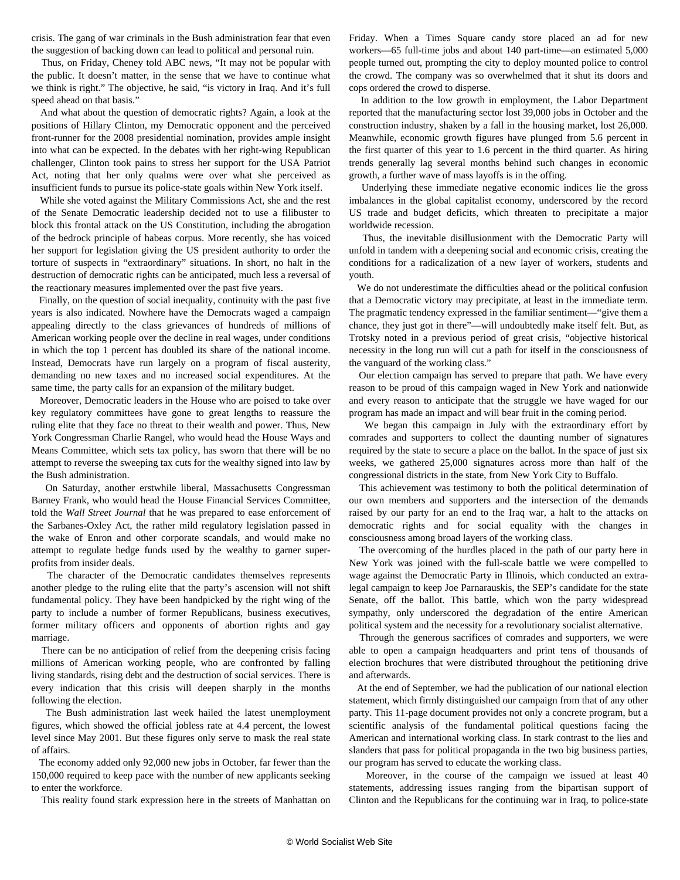crisis. The gang of war criminals in the Bush administration fear that even the suggestion of backing down can lead to political and personal ruin.

Thus, on Friday, Cheney told ABC news, "It may not be popular with the public. It doesn't matter, in the sense that we have to continue what we think is right." The objective, he said, "is victory in Iraq. And it's full speed ahead on that basis."

And what about the question of democratic rights? Again, a look at the positions of Hillary Clinton, my Democratic opponent and the perceived front-runner for the 2008 presidential nomination, provides ample insight into what can be expected. In the debates with her right-wing Republican challenger, Clinton took pains to stress her support for the USA Patriot Act, noting that her only qualms were over what she perceived as insufficient funds to pursue its police-state goals within New York itself.

While she voted against the Military Commissions Act, she and the rest of the Senate Democratic leadership decided not to use a filibuster to block this frontal attack on the US Constitution, including the abrogation of the bedrock principle of habeas corpus. More recently, she has voiced her support for legislation giving the US president authority to order the torture of suspects in "extraordinary" situations. In short, no halt in the destruction of democratic rights can be anticipated, much less a reversal of the reactionary measures implemented over the past five years.

Finally, on the question of social inequality, continuity with the past five years is also indicated. Nowhere have the Democrats waged a campaign appealing directly to the class grievances of hundreds of millions of American working people over the decline in real wages, under conditions in which the top 1 percent has doubled its share of the national income. Instead, Democrats have run largely on a program of fiscal austerity, demanding no new taxes and no increased social expenditures. At the same time, the party calls for an expansion of the military budget.

Moreover, Democratic leaders in the House who are poised to take over key regulatory committees have gone to great lengths to reassure the ruling elite that they face no threat to their wealth and power. Thus, New York Congressman Charlie Rangel, who would head the House Ways and Means Committee, which sets tax policy, has sworn that there will be no attempt to reverse the sweeping tax cuts for the wealthy signed into law by the Bush administration.

On Saturday, another erstwhile liberal, Massachusetts Congressman Barney Frank, who would head the House Financial Services Committee, told the *Wall Street Journal* that he was prepared to ease enforcement of the Sarbanes-Oxley Act, the rather mild regulatory legislation passed in the wake of Enron and other corporate scandals, and would make no attempt to regulate hedge funds used by the wealthy to garner super-profits from insider deals.

The character of the Democratic candidates themselves represents another pledge to the ruling elite that the party's ascension will not shift fundamental policy. They have been handpicked by the right wing of the party to include a number of former Republicans, business executives, former military officers and opponents of abortion rights and gay marriage.

There can be no anticipation of relief from the deepening crisis facing millions of American working people, who are confronted by falling living standards, rising debt and the destruction of social services. There is every indication that this crisis will deepen sharply in the months following the election.

The Bush administration last week hailed the latest unemployment figures, which showed the official jobless rate at 4.4 percent, the lowest level since May 2001. But these figures only serve to mask the real state of affairs.

The economy added only 92,000 new jobs in October, far fewer than the 150,000 required to keep pace with the number of new applicants seeking to enter the workforce.

This reality found stark expression here in the streets of Manhattan on Friday. When a Times Square candy store placed an ad for new workers—65 full-time jobs and about 140 part-time—an estimated 5,000 people turned out, prompting the city to deploy mounted police to control the crowd. The company was so overwhelmed that it shut its doors and cops ordered the crowd to disperse.

In addition to the low growth in employment, the Labor Department reported that the manufacturing sector lost 39,000 jobs in October and the construction industry, shaken by a fall in the housing market, lost 26,000. Meanwhile, economic growth figures have plunged from 5.6 percent in the first quarter of this year to 1.6 percent in the third quarter. As hiring trends generally lag several months behind such changes in economic growth, a further wave of mass layoffs is in the offing.

Underlying these immediate negative economic indices lie the gross imbalances in the global capitalist economy, underscored by the record US trade and budget deficits, which threaten to precipitate a major worldwide recession.

Thus, the inevitable disillusionment with the Democratic Party will unfold in tandem with a deepening social and economic crisis, creating the conditions for a radicalization of a new layer of workers, students and youth.

We do not underestimate the difficulties ahead or the political confusion that a Democratic victory may precipitate, at least in the immediate term. The pragmatic tendency expressed in the familiar sentiment—"give them a chance, they just got in there"—will undoubtedly make itself felt. But, as Trotsky noted in a previous period of great crisis, "objective historical necessity in the long run will cut a path for itself in the consciousness of the vanguard of the working class."

Our election campaign has served to prepare that path. We have every reason to be proud of this campaign waged in New York and nationwide and every reason to anticipate that the struggle we have waged for our program has made an impact and will bear fruit in the coming period.

We began this campaign in July with the extraordinary effort by comrades and supporters to collect the daunting number of signatures required by the state to secure a place on the ballot. In the space of just six weeks, we gathered 25,000 signatures across more than half of the congressional districts in the state, from New York City to Buffalo.

This achievement was testimony to both the political determination of our own members and supporters and the intersection of the demands raised by our party for an end to the Iraq war, a halt to the attacks on democratic rights and for social equality with the changes in consciousness among broad layers of the working class.

The overcoming of the hurdles placed in the path of our party here in New York was joined with the full-scale battle we were compelled to wage against the Democratic Party in Illinois, which conducted an extra-legal campaign to keep Joe Parnarauskis, the SEP's candidate for the state Senate, off the ballot. This battle, which won the party widespread sympathy, only underscored the degradation of the entire American political system and the necessity for a revolutionary socialist alternative.

Through the generous sacrifices of comrades and supporters, we were able to open a campaign headquarters and print tens of thousands of election brochures that were distributed throughout the petitioning drive and afterwards.

At the end of September, we had the publication of our national election statement, which firmly distinguished our campaign from that of any other party. This 11-page document provides not only a concrete program, but a scientific analysis of the fundamental political questions facing the American and international working class. In stark contrast to the lies and slanders that pass for political propaganda in the two big business parties, our program has served to educate the working class.

Moreover, in the course of the campaign we issued at least 40 statements, addressing issues ranging from the bipartisan support of Clinton and the Republicans for the continuing war in Iraq, to police-state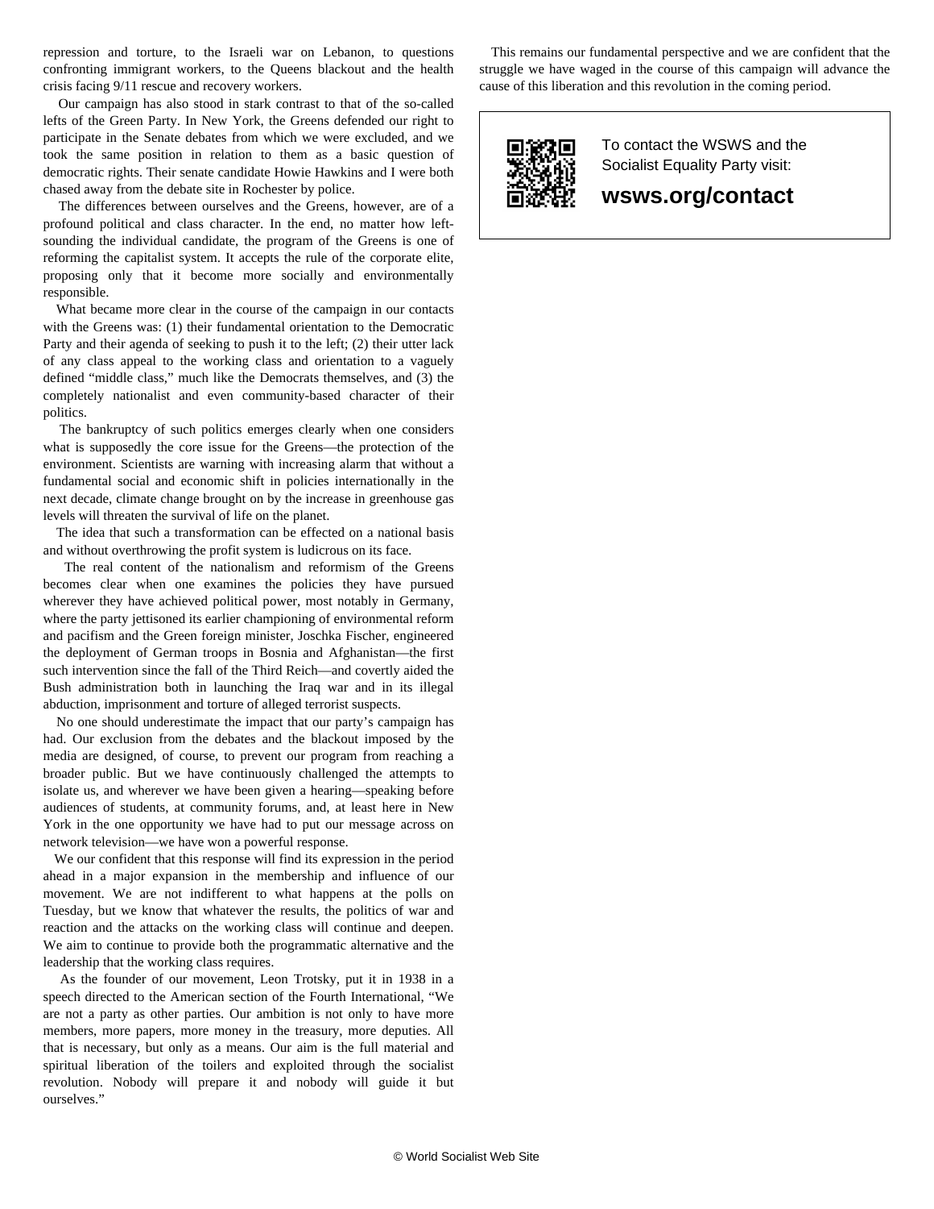repression and torture, to the Israeli war on Lebanon, to questions confronting immigrant workers, to the Queens blackout and the health crisis facing 9/11 rescue and recovery workers.

Our campaign has also stood in stark contrast to that of the so-called lefts of the Green Party. In New York, the Greens defended our right to participate in the Senate debates from which we were excluded, and we took the same position in relation to them as a basic question of democratic rights. Their senate candidate Howie Hawkins and I were both chased away from the debate site in Rochester by police.

The differences between ourselves and the Greens, however, are of a profound political and class character. In the end, no matter how left-sounding the individual candidate, the program of the Greens is one of reforming the capitalist system. It accepts the rule of the corporate elite, proposing only that it become more socially and environmentally responsible.

What became more clear in the course of the campaign in our contacts with the Greens was: (1) their fundamental orientation to the Democratic Party and their agenda of seeking to push it to the left; (2) their utter lack of any class appeal to the working class and orientation to a vaguely defined "middle class," much like the Democrats themselves, and (3) the completely nationalist and even community-based character of their politics.

The bankruptcy of such politics emerges clearly when one considers what is supposedly the core issue for the Greens—the protection of the environment. Scientists are warning with increasing alarm that without a fundamental social and economic shift in policies internationally in the next decade, climate change brought on by the increase in greenhouse gas levels will threaten the survival of life on the planet.

The idea that such a transformation can be effected on a national basis and without overthrowing the profit system is ludicrous on its face.

The real content of the nationalism and reformism of the Greens becomes clear when one examines the policies they have pursued wherever they have achieved political power, most notably in Germany, where the party jettisoned its earlier championing of environmental reform and pacifism and the Green foreign minister, Joschka Fischer, engineered the deployment of German troops in Bosnia and Afghanistan—the first such intervention since the fall of the Third Reich—and covertly aided the Bush administration both in launching the Iraq war and in its illegal abduction, imprisonment and torture of alleged terrorist suspects.

No one should underestimate the impact that our party's campaign has had. Our exclusion from the debates and the blackout imposed by the media are designed, of course, to prevent our program from reaching a broader public. But we have continuously challenged the attempts to isolate us, and wherever we have been given a hearing—speaking before audiences of students, at community forums, and, at least here in New York in the one opportunity we have had to put our message across on network television—we have won a powerful response.

We our confident that this response will find its expression in the period ahead in a major expansion in the membership and influence of our movement. We are not indifferent to what happens at the polls on Tuesday, but we know that whatever the results, the politics of war and reaction and the attacks on the working class will continue and deepen. We aim to continue to provide both the programmatic alternative and the leadership that the working class requires.

As the founder of our movement, Leon Trotsky, put it in 1938 in a speech directed to the American section of the Fourth International, "We are not a party as other parties. Our ambition is not only to have more members, more papers, more money in the treasury, more deputies. All that is necessary, but only as a means. Our aim is the full material and spiritual liberation of the toilers and exploited through the socialist revolution. Nobody will prepare it and nobody will guide it but ourselves."

This remains our fundamental perspective and we are confident that the struggle we have waged in the course of this campaign will advance the cause of this liberation and this revolution in the coming period.

To contact the WSWS and the Socialist Equality Party visit:

**wsws.org/contact**